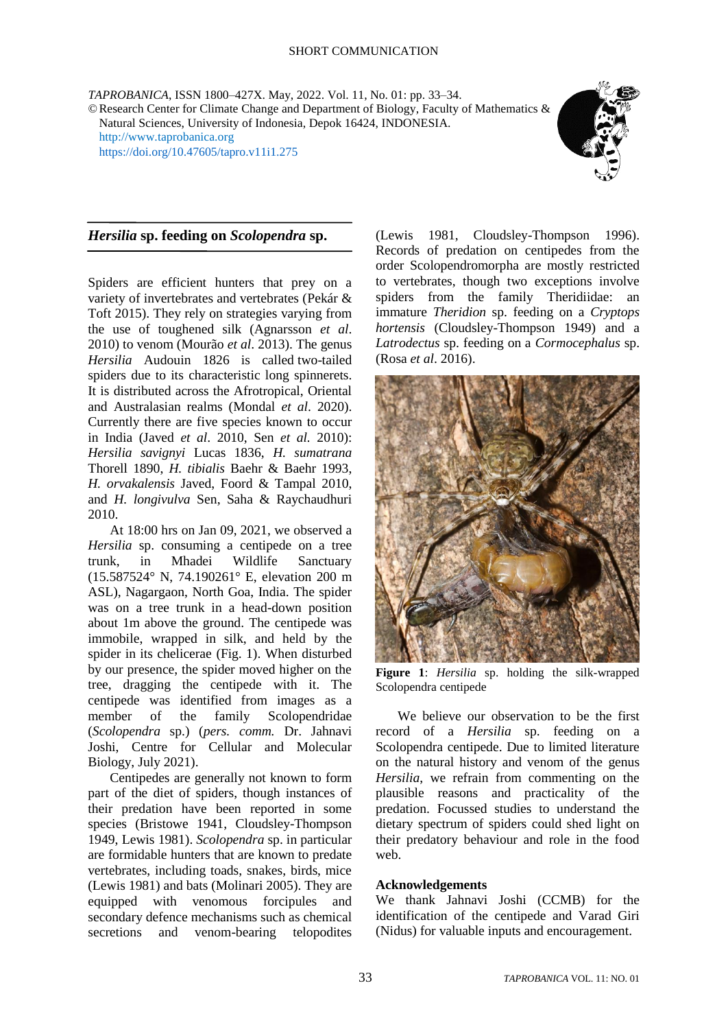SHORT COMMUNICATION

*TAPROBANICA*, ISSN 1800–427X. May, 2022. Vol. 11, No. 01: pp. 33–34.
© Research Center for Climate Change and Department of Biology, Faculty of Mathematics & Natural Sciences, University of Indonesia, Depok 16424, INDONESIA.
http://www.taprobanica.org
https://doi.org/10.47605/tapro.v11i1.275

## *Hersilia* sp. feeding on *Scolopendra* sp.

Spiders are efficient hunters that prey on a variety of invertebrates and vertebrates (Pekár & Toft 2015). They rely on strategies varying from the use of toughened silk (Agnarsson *et al*. 2010) to venom (Mourão *et al*. 2013). The genus *Hersilia* Audouin 1826 is called two-tailed spiders due to its characteristic long spinnerets. It is distributed across the Afrotropical, Oriental and Australasian realms (Mondal *et al*. 2020). Currently there are five species known to occur in India (Javed *et al*. 2010, Sen *et al*. 2010): *Hersilia savignyi* Lucas 1836, *H. sumatrana* Thorell 1890, *H. tibialis* Baehr & Baehr 1993, *H. orvakalensis* Javed, Foord & Tampal 2010, and *H. longivulva* Sen, Saha & Raychaudhuri 2010.

At 18:00 hrs on Jan 09, 2021, we observed a *Hersilia* sp. consuming a centipede on a tree trunk, in Mhadei Wildlife Sanctuary (15.587524° N, 74.190261° E, elevation 200 m ASL), Nagargaon, North Goa, India. The spider was on a tree trunk in a head-down position about 1m above the ground. The centipede was immobile, wrapped in silk, and held by the spider in its chelicerae (Fig. 1). When disturbed by our presence, the spider moved higher on the tree, dragging the centipede with it. The centipede was identified from images as a member of the family Scolopendridae (*Scolopendra* sp.) (*pers. comm.* Dr. Jahnavi Joshi, Centre for Cellular and Molecular Biology, July 2021).

Centipedes are generally not known to form part of the diet of spiders, though instances of their predation have been reported in some species (Bristowe 1941, Cloudsley-Thompson 1949, Lewis 1981). *Scolopendra* sp. in particular are formidable hunters that are known to predate vertebrates, including toads, snakes, birds, mice (Lewis 1981) and bats (Molinari 2005). They are equipped with venomous forcipules and secondary defence mechanisms such as chemical secretions and venom-bearing telopodites (Lewis 1981, Cloudsley-Thompson 1996). Records of predation on centipedes from the order Scolopendromorpha are mostly restricted to vertebrates, though two exceptions involve spiders from the family Theridiidae: an immature *Theridion* sp. feeding on a *Cryptops hortensis* (Cloudsley-Thompson 1949) and a *Latrodectus* sp. feeding on a *Cormocephalus* sp. (Rosa *et al*. 2016).

**Figure 1**: *Hersilia* sp. holding the silk-wrapped Scolopendra centipede

We believe our observation to be the first record of a *Hersilia* sp. feeding on a Scolopendra centipede. Due to limited literature on the natural history and venom of the genus *Hersilia*, we refrain from commenting on the plausible reasons and practicality of the predation. Focussed studies to understand the dietary spectrum of spiders could shed light on their predatory behaviour and role in the food web.

### Acknowledgements

We thank Jahnavi Joshi (CCMB) for the identification of the centipede and Varad Giri (Nidus) for valuable inputs and encouragement.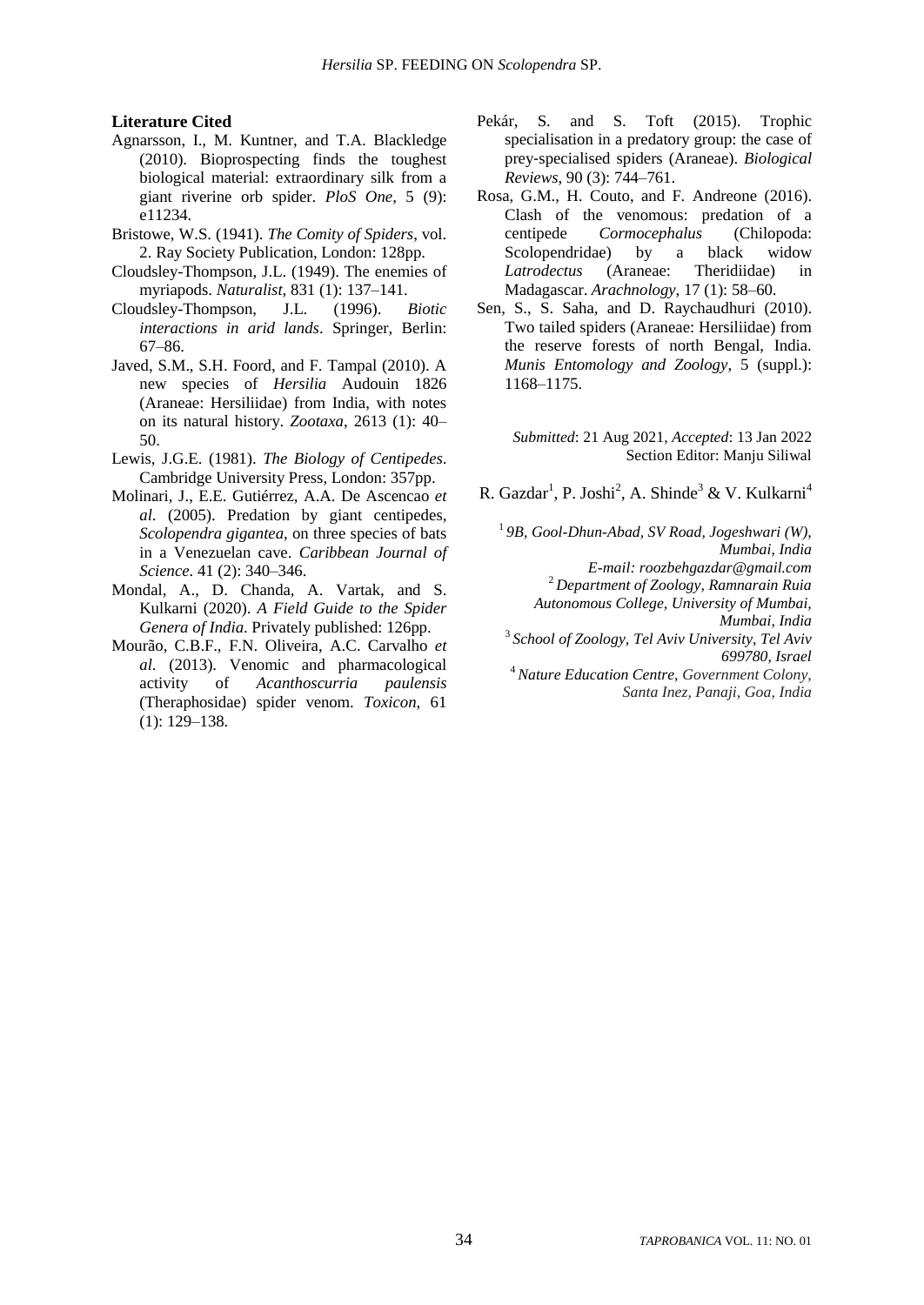## Literature Cited

Agnarsson, I., M. Kuntner, and T.A. Blackledge (2010). Bioprospecting finds the toughest biological material: extraordinary silk from a giant riverine orb spider. *PloS One*, 5 (9): e11234.

Bristowe, W.S. (1941). *The Comity of Spiders*, vol. 2. Ray Society Publication, London: 128pp.

Cloudsley-Thompson, J.L. (1949). The enemies of myriapods. *Naturalist*, 831 (1): 137–141.

Cloudsley-Thompson, J.L. (1996). *Biotic interactions in arid lands*. Springer, Berlin: 67–86.

Javed, S.M., S.H. Foord, and F. Tampal (2010). A new species of *Hersilia* Audouin 1826 (Araneae: Hersiliidae) from India, with notes on its natural history. *Zootaxa*, 2613 (1): 40–50.

Lewis, J.G.E. (1981). *The Biology of Centipedes*. Cambridge University Press, London: 357pp.

Molinari, J., E.E. Gutiérrez, A.A. De Ascencao *et al*. (2005). Predation by giant centipedes, *Scolopendra gigantea*, on three species of bats in a Venezuelan cave. *Caribbean Journal of Science*. 41 (2): 340–346.

Mondal, A., D. Chanda, A. Vartak, and S. Kulkarni (2020). *A Field Guide to the Spider Genera of India*. Privately published: 126pp.

Mourão, C.B.F., F.N. Oliveira, A.C. Carvalho *et al*. (2013). Venomic and pharmacological activity of *Acanthoscurria paulensis* (Theraphosidae) spider venom. *Toxicon*, 61 (1): 129–138.

Pekár, S. and S. Toft (2015). Trophic specialisation in a predatory group: the case of prey-specialised spiders (Araneae). *Biological Reviews*, 90 (3): 744–761.

Rosa, G.M., H. Couto, and F. Andreone (2016). Clash of the venomous: predation of a centipede *Cormocephalus* (Chilopoda: Scolopendridae) by a black widow *Latrodectus* (Araneae: Theridiidae) in Madagascar. *Arachnology*, 17 (1): 58–60.

Sen, S., S. Saha, and D. Raychaudhuri (2010). Two tailed spiders (Araneae: Hersiliidae) from the reserve forests of north Bengal, India. *Munis Entomology and Zoology*, 5 (suppl.): 1168–1175.

*Submitted*: 21 Aug 2021, *Accepted*: 13 Jan 2022
Section Editor: Manju Siliwal

R. Gazdar[1], P. Joshi[2], A. Shinde[3] & V. Kulkarni[4]

[1] *9B, Gool-Dhun-Abad, SV Road, Jogeshwari (W), Mumbai, India*
*E-mail: roozbehgazdar@gmail.com*
[2] *Department of Zoology, Ramnarain Ruia Autonomous College, University of Mumbai, Mumbai, India*
[3] *School of Zoology, Tel Aviv University, Tel Aviv 699780, Israel*
[4] *Nature Education Centre, Government Colony, Santa Inez, Panaji, Goa, India*